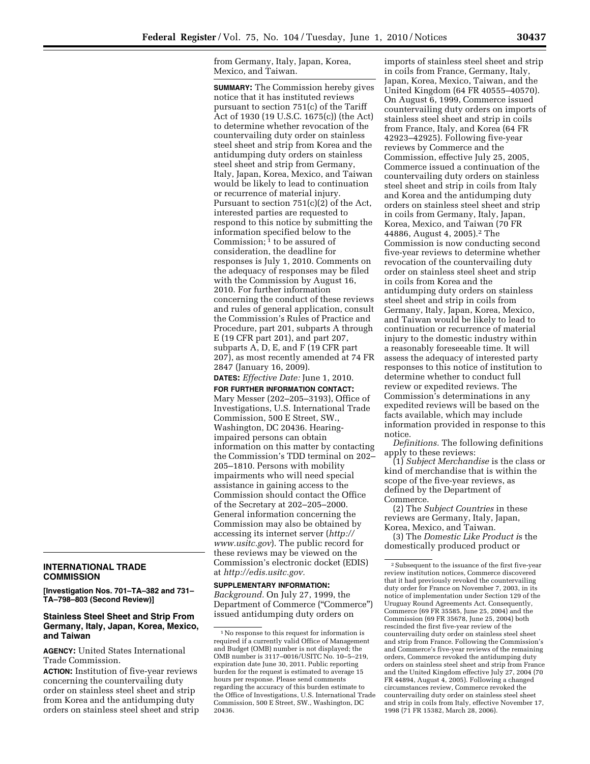## INTERNATIONAL TRADE COMMISSION

**[Investigation Nos. 701–TA–382 and 731–TA–798–803 (Second Review)]**

### Stainless Steel Sheet and Strip From Germany, Italy, Japan, Korea, Mexico, and Taiwan

**AGENCY:** United States International Trade Commission.

**ACTION:** Institution of five-year reviews concerning the countervailing duty order on stainless steel sheet and strip from Korea and the antidumping duty orders on stainless steel sheet and strip from Germany, Italy, Japan, Korea, Mexico, and Taiwan.

**SUMMARY:** The Commission hereby gives notice that it has instituted reviews pursuant to section 751(c) of the Tariff Act of 1930 (19 U.S.C. 1675(c)) (the Act) to determine whether revocation of the countervailing duty order on stainless steel sheet and strip from Korea and the antidumping duty orders on stainless steel sheet and strip from Germany, Italy, Japan, Korea, Mexico, and Taiwan would be likely to lead to continuation or recurrence of material injury. Pursuant to section 751(c)(2) of the Act, interested parties are requested to respond to this notice by submitting the information specified below to the Commission;[1] to be assured of consideration, the deadline for responses is July 1, 2010. Comments on the adequacy of responses may be filed with the Commission by August 16, 2010. For further information concerning the conduct of these reviews and rules of general application, consult the Commission's Rules of Practice and Procedure, part 201, subparts A through E (19 CFR part 201), and part 207, subparts A, D, E, and F (19 CFR part 207), as most recently amended at 74 FR 2847 (January 16, 2009).

**DATES:** *Effective Date:* June 1, 2010.

**FOR FURTHER INFORMATION CONTACT:** Mary Messer (202–205–3193), Office of Investigations, U.S. International Trade Commission, 500 E Street, SW., Washington, DC 20436. Hearing-impaired persons can obtain information on this matter by contacting the Commission's TDD terminal on 202–205–1810. Persons with mobility impairments who will need special assistance in gaining access to the Commission should contact the Office of the Secretary at 202–205–2000. General information concerning the Commission may also be obtained by accessing its internet server (*http://www.usitc.gov*). The public record for these reviews may be viewed on the Commission's electronic docket (EDIS) at *http://edis.usitc.gov.*

**SUPPLEMENTARY INFORMATION:**

*Background.* On July 27, 1999, the Department of Commerce ("Commerce") issued antidumping duty orders on imports of stainless steel sheet and strip in coils from France, Germany, Italy, Japan, Korea, Mexico, Taiwan, and the United Kingdom (64 FR 40555–40570). On August 6, 1999, Commerce issued countervailing duty orders on imports of stainless steel sheet and strip in coils from France, Italy, and Korea (64 FR 42923–42925). Following five-year reviews by Commerce and the Commission, effective July 25, 2005, Commerce issued a continuation of the countervailing duty orders on stainless steel sheet and strip in coils from Italy and Korea and the antidumping duty orders on stainless steel sheet and strip in coils from Germany, Italy, Japan, Korea, Mexico, and Taiwan (70 FR 44886, August 4, 2005).[2] The Commission is now conducting second five-year reviews to determine whether revocation of the countervailing duty order on stainless steel sheet and strip in coils from Korea and the antidumping duty orders on stainless steel sheet and strip in coils from Germany, Italy, Japan, Korea, Mexico, and Taiwan would be likely to lead to continuation or recurrence of material injury to the domestic industry within a reasonably foreseeable time. It will assess the adequacy of interested party responses to this notice of institution to determine whether to conduct full review or expedited reviews. The Commission's determinations in any expedited reviews will be based on the facts available, which may include information provided in response to this notice.

*Definitions.* The following definitions apply to these reviews:

(1) *Subject Merchandise* is the class or kind of merchandise that is within the scope of the five-year reviews, as defined by the Department of Commerce.

(2) The *Subject Countries* in these reviews are Germany, Italy, Japan, Korea, Mexico, and Taiwan.

(3) The *Domestic Like Product* is the domestically produced product or

---

[1] No response to this request for information is required if a currently valid Office of Management and Budget (OMB) number is not displayed; the OMB number is 3117–0016/USITC No. 10–5–219, expiration date June 30, 2011. Public reporting burden for the request is estimated to average 15 hours per response. Please send comments regarding the accuracy of this burden estimate to the Office of Investigations, U.S. International Trade Commission, 500 E Street, SW., Washington, DC 20436.

[2] Subsequent to the issuance of the first five-year review institution notices, Commerce discovered that it had previously revoked the countervailing duty order for France on November 7, 2003, in its notice of implementation under Section 129 of the Uruguay Round Agreements Act. Consequently, Commerce (69 FR 35585, June 25, 2004) and the Commission (69 FR 35678, June 25, 2004) both rescinded the first five-year review of the countervailing duty order on stainless steel sheet and strip from France. Following the Commission's and Commerce's five-year reviews of the remaining orders, Commerce revoked the antidumping duty orders on stainless steel sheet and strip from France and the United Kingdom effective July 27, 2004 (70 FR 44894, August 4, 2005). Following a changed circumstances review, Commerce revoked the countervailing duty order on stainless steel sheet and strip in coils from Italy, effective November 17, 1998 (71 FR 15382, March 28, 2006).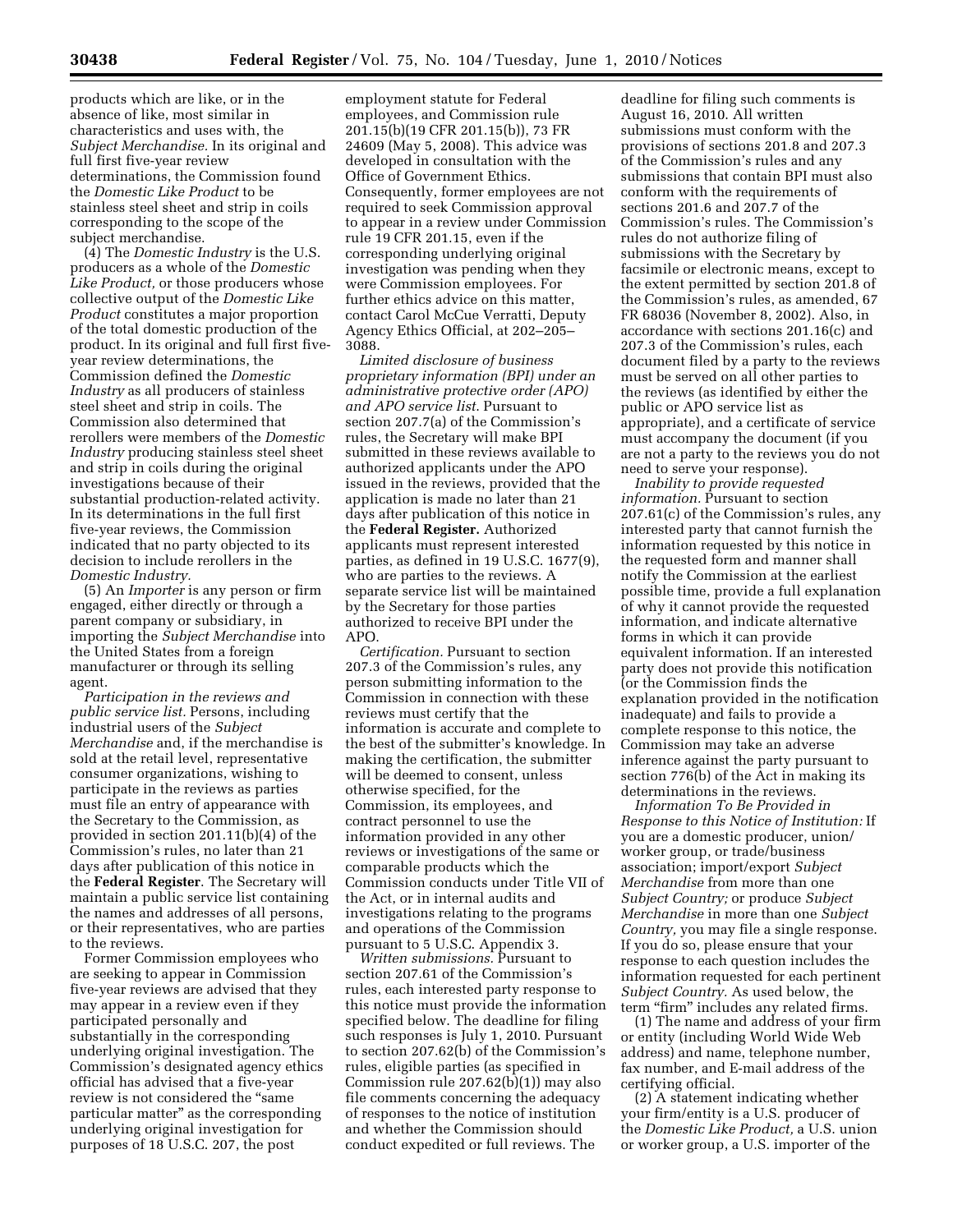products which are like, or in the absence of like, most similar in characteristics and uses with, the *Subject Merchandise.* In its original and full first five-year review determinations, the Commission found the *Domestic Like Product* to be stainless steel sheet and strip in coils corresponding to the scope of the subject merchandise.

(4) The *Domestic Industry* is the U.S. producers as a whole of the *Domestic Like Product,* or those producers whose collective output of the *Domestic Like Product* constitutes a major proportion of the total domestic production of the product. In its original and full first five-year review determinations, the Commission defined the *Domestic Industry* as all producers of stainless steel sheet and strip in coils. The Commission also determined that rerollers were members of the *Domestic Industry* producing stainless steel sheet and strip in coils during the original investigations because of their substantial production-related activity. In its determinations in the full first five-year reviews, the Commission indicated that no party objected to its decision to include rerollers in the *Domestic Industry.*

(5) An *Importer* is any person or firm engaged, either directly or through a parent company or subsidiary, in importing the *Subject Merchandise* into the United States from a foreign manufacturer or through its selling agent.

*Participation in the reviews and public service list.* Persons, including industrial users of the *Subject Merchandise* and, if the merchandise is sold at the retail level, representative consumer organizations, wishing to participate in the reviews as parties must file an entry of appearance with the Secretary to the Commission, as provided in section 201.11(b)(4) of the Commission's rules, no later than 21 days after publication of this notice in the **Federal Register**. The Secretary will maintain a public service list containing the names and addresses of all persons, or their representatives, who are parties to the reviews.

Former Commission employees who are seeking to appear in Commission five-year reviews are advised that they may appear in a review even if they participated personally and substantially in the corresponding underlying original investigation. The Commission's designated agency ethics official has advised that a five-year review is not considered the "same particular matter" as the corresponding underlying original investigation for purposes of 18 U.S.C. 207, the post employment statute for Federal employees, and Commission rule 201.15(b)(19 CFR 201.15(b)), 73 FR 24609 (May 5, 2008). This advice was developed in consultation with the Office of Government Ethics. Consequently, former employees are not required to seek Commission approval to appear in a review under Commission rule 19 CFR 201.15, even if the corresponding underlying original investigation was pending when they were Commission employees. For further ethics advice on this matter, contact Carol McCue Verratti, Deputy Agency Ethics Official, at 202–205–3088.

*Limited disclosure of business proprietary information (BPI) under an administrative protective order (APO) and APO service list.* Pursuant to section 207.7(a) of the Commission's rules, the Secretary will make BPI submitted in these reviews available to authorized applicants under the APO issued in the reviews, provided that the application is made no later than 21 days after publication of this notice in the **Federal Register.** Authorized applicants must represent interested parties, as defined in 19 U.S.C. 1677(9), who are parties to the reviews. A separate service list will be maintained by the Secretary for those parties authorized to receive BPI under the APO.

*Certification.* Pursuant to section 207.3 of the Commission's rules, any person submitting information to the Commission in connection with these reviews must certify that the information is accurate and complete to the best of the submitter's knowledge. In making the certification, the submitter will be deemed to consent, unless otherwise specified, for the Commission, its employees, and contract personnel to use the information provided in any other reviews or investigations of the same or comparable products which the Commission conducts under Title VII of the Act, or in internal audits and investigations relating to the programs and operations of the Commission pursuant to 5 U.S.C. Appendix 3.

*Written submissions.* Pursuant to section 207.61 of the Commission's rules, each interested party response to this notice must provide the information specified below. The deadline for filing such responses is July 1, 2010. Pursuant to section 207.62(b) of the Commission's rules, eligible parties (as specified in Commission rule 207.62(b)(1)) may also file comments concerning the adequacy of responses to the notice of institution and whether the Commission should conduct expedited or full reviews. The deadline for filing such comments is August 16, 2010. All written submissions must conform with the provisions of sections 201.8 and 207.3 of the Commission's rules and any submissions that contain BPI must also conform with the requirements of sections 201.6 and 207.7 of the Commission's rules. The Commission's rules do not authorize filing of submissions with the Secretary by facsimile or electronic means, except to the extent permitted by section 201.8 of the Commission's rules, as amended, 67 FR 68036 (November 8, 2002). Also, in accordance with sections 201.16(c) and 207.3 of the Commission's rules, each document filed by a party to the reviews must be served on all other parties to the reviews (as identified by either the public or APO service list as appropriate), and a certificate of service must accompany the document (if you are not a party to the reviews you do not need to serve your response).

*Inability to provide requested information.* Pursuant to section 207.61(c) of the Commission's rules, any interested party that cannot furnish the information requested by this notice in the requested form and manner shall notify the Commission at the earliest possible time, provide a full explanation of why it cannot provide the requested information, and indicate alternative forms in which it can provide equivalent information. If an interested party does not provide this notification (or the Commission finds the explanation provided in the notification inadequate) and fails to provide a complete response to this notice, the Commission may take an adverse inference against the party pursuant to section 776(b) of the Act in making its determinations in the reviews.

*Information To Be Provided in Response to this Notice of Institution:* If you are a domestic producer, union/worker group, or trade/business association; import/export *Subject Merchandise* from more than one *Subject Country;* or produce *Subject Merchandise* in more than one *Subject Country,* you may file a single response. If you do so, please ensure that your response to each question includes the information requested for each pertinent *Subject Country.* As used below, the term "firm" includes any related firms.

(1) The name and address of your firm or entity (including World Wide Web address) and name, telephone number, fax number, and E-mail address of the certifying official.

(2) A statement indicating whether your firm/entity is a U.S. producer of the *Domestic Like Product,* a U.S. union or worker group, a U.S. importer of the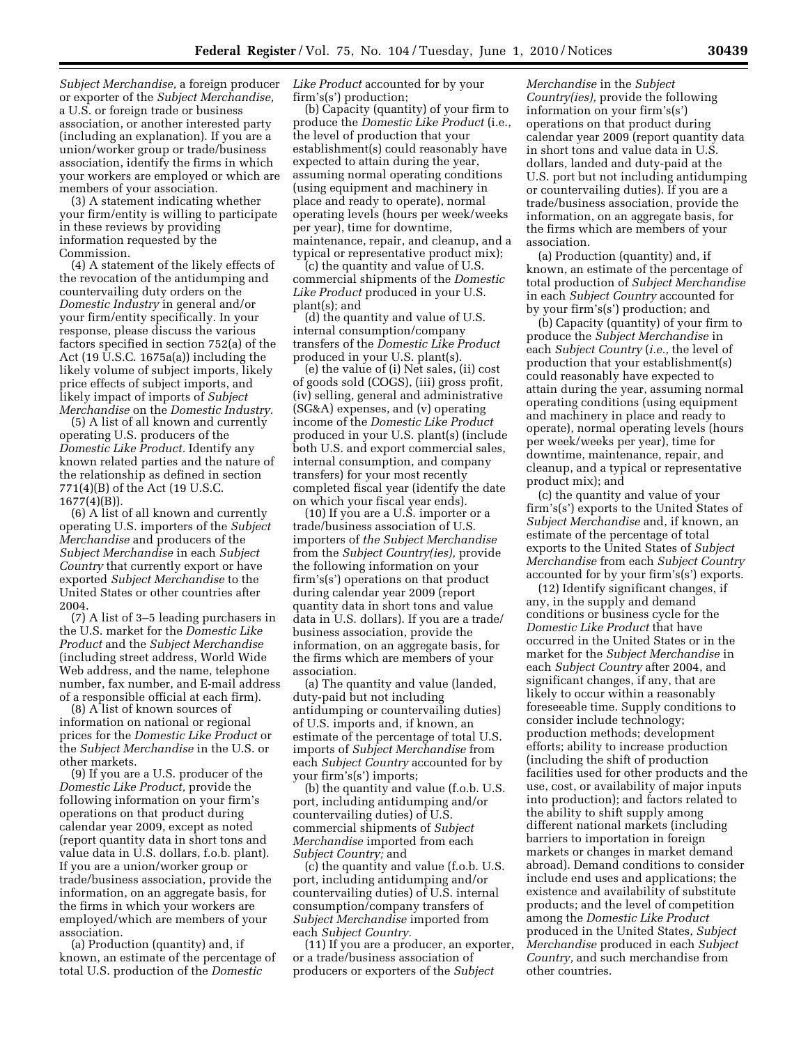*Subject Merchandise,* a foreign producer or exporter of the *Subject Merchandise,* a U.S. or foreign trade or business association, or another interested party (including an explanation). If you are a union/worker group or trade/business association, identify the firms in which your workers are employed or which are members of your association.

(3) A statement indicating whether your firm/entity is willing to participate in these reviews by providing information requested by the Commission.

(4) A statement of the likely effects of the revocation of the antidumping and countervailing duty orders on the *Domestic Industry* in general and/or your firm/entity specifically. In your response, please discuss the various factors specified in section 752(a) of the Act (19 U.S.C. 1675a(a)) including the likely volume of subject imports, likely price effects of subject imports, and likely impact of imports of *Subject Merchandise* on the *Domestic Industry.*

(5) A list of all known and currently operating U.S. producers of the *Domestic Like Product.* Identify any known related parties and the nature of the relationship as defined in section 771(4)(B) of the Act (19 U.S.C. 1677(4)(B)).

(6) A list of all known and currently operating U.S. importers of the *Subject Merchandise* and producers of the *Subject Merchandise* in each *Subject Country* that currently export or have exported *Subject Merchandise* to the United States or other countries after 2004.

(7) A list of 3–5 leading purchasers in the U.S. market for the *Domestic Like Product* and the *Subject Merchandise* (including street address, World Wide Web address, and the name, telephone number, fax number, and E-mail address of a responsible official at each firm).

(8) A list of known sources of information on national or regional prices for the *Domestic Like Product* or the *Subject Merchandise* in the U.S. or other markets.

(9) If you are a U.S. producer of the *Domestic Like Product,* provide the following information on your firm's operations on that product during calendar year 2009, except as noted (report quantity data in short tons and value data in U.S. dollars, f.o.b. plant). If you are a union/worker group or trade/business association, provide the information, on an aggregate basis, for the firms in which your workers are employed/which are members of your association.

(a) Production (quantity) and, if known, an estimate of the percentage of total U.S. production of the *Domestic Like Product* accounted for by your firm's(s') production;

(b) Capacity (quantity) of your firm to produce the *Domestic Like Product* (i.e., the level of production that your establishment(s) could reasonably have expected to attain during the year, assuming normal operating conditions (using equipment and machinery in place and ready to operate), normal operating levels (hours per week/weeks per year), time for downtime, maintenance, repair, and cleanup, and a typical or representative product mix);

(c) the quantity and value of U.S. commercial shipments of the *Domestic Like Product* produced in your U.S. plant(s); and

(d) the quantity and value of U.S. internal consumption/company transfers of the *Domestic Like Product* produced in your U.S. plant(s).

(e) the value of (i) Net sales, (ii) cost of goods sold (COGS), (iii) gross profit, (iv) selling, general and administrative (SG&A) expenses, and (v) operating income of the *Domestic Like Product* produced in your U.S. plant(s) (include both U.S. and export commercial sales, internal consumption, and company transfers) for your most recently completed fiscal year (identify the date on which your fiscal year ends).

(10) If you are a U.S. importer or a trade/business association of U.S. importers of *the Subject Merchandise* from the *Subject Country(ies),* provide the following information on your firm's(s') operations on that product during calendar year 2009 (report quantity data in short tons and value data in U.S. dollars). If you are a trade/business association, provide the information, on an aggregate basis, for the firms which are members of your association.

(a) The quantity and value (landed, duty-paid but not including antidumping or countervailing duties) of U.S. imports and, if known, an estimate of the percentage of total U.S. imports of *Subject Merchandise* from each *Subject Country* accounted for by your firm's(s') imports;

(b) the quantity and value (f.o.b. U.S. port, including antidumping and/or countervailing duties) of U.S. commercial shipments of *Subject Merchandise* imported from each *Subject Country;* and

(c) the quantity and value (f.o.b. U.S. port, including antidumping and/or countervailing duties) of U.S. internal consumption/company transfers of *Subject Merchandise* imported from each *Subject Country.*

(11) If you are a producer, an exporter, or a trade/business association of producers or exporters of the *Subject Merchandise* in the *Subject Country(ies),* provide the following information on your firm's(s') operations on that product during calendar year 2009 (report quantity data in short tons and value data in U.S. dollars, landed and duty-paid at the U.S. port but not including antidumping or countervailing duties). If you are a trade/business association, provide the information, on an aggregate basis, for the firms which are members of your association.

(a) Production (quantity) and, if known, an estimate of the percentage of total production of *Subject Merchandise* in each *Subject Country* accounted for by your firm's(s') production; and

(b) Capacity (quantity) of your firm to produce the *Subject Merchandise* in each *Subject Country* (*i.e.,* the level of production that your establishment(s) could reasonably have expected to attain during the year, assuming normal operating conditions (using equipment and machinery in place and ready to operate), normal operating levels (hours per week/weeks per year), time for downtime, maintenance, repair, and cleanup, and a typical or representative product mix); and

(c) the quantity and value of your firm's(s') exports to the United States of *Subject Merchandise* and, if known, an estimate of the percentage of total exports to the United States of *Subject Merchandise* from each *Subject Country* accounted for by your firm's(s') exports.

(12) Identify significant changes, if any, in the supply and demand conditions or business cycle for the *Domestic Like Product* that have occurred in the United States or in the market for the *Subject Merchandise* in each *Subject Country* after 2004, and significant changes, if any, that are likely to occur within a reasonably foreseeable time. Supply conditions to consider include technology; production methods; development efforts; ability to increase production (including the shift of production facilities used for other products and the use, cost, or availability of major inputs into production); and factors related to the ability to shift supply among different national markets (including barriers to importation in foreign markets or changes in market demand abroad). Demand conditions to consider include end uses and applications; the existence and availability of substitute products; and the level of competition among the *Domestic Like Product* produced in the United States, *Subject Merchandise* produced in each *Subject Country,* and such merchandise from other countries.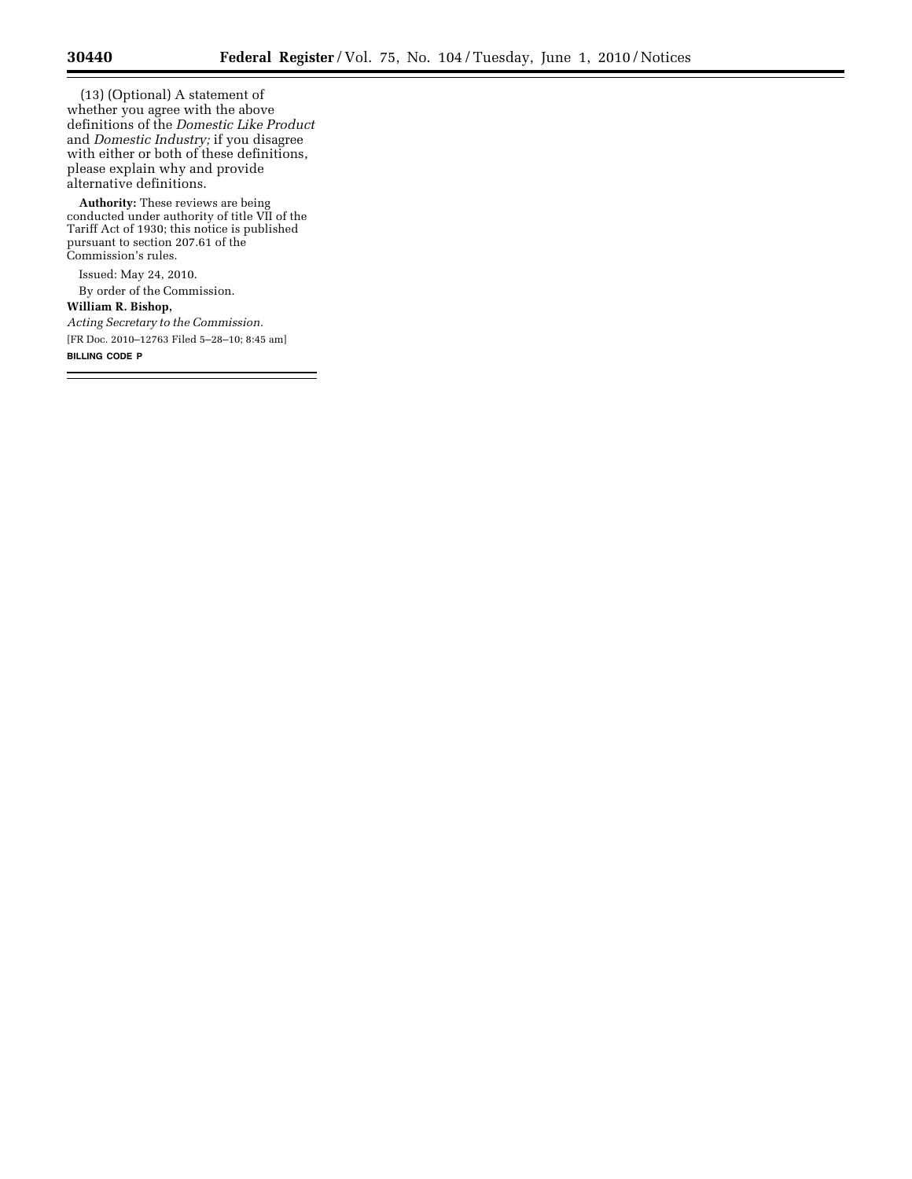(13) (Optional) A statement of whether you agree with the above definitions of the *Domestic Like Product* and *Domestic Industry;* if you disagree with either or both of these definitions, please explain why and provide alternative definitions.

**Authority:** These reviews are being conducted under authority of title VII of the Tariff Act of 1930; this notice is published pursuant to section 207.61 of the Commission's rules.

Issued: May 24, 2010.

By order of the Commission.

**William R. Bishop,**

*Acting Secretary to the Commission.*

[FR Doc. 2010–12763 Filed 5–28–10; 8:45 am]

**BILLING CODE P**